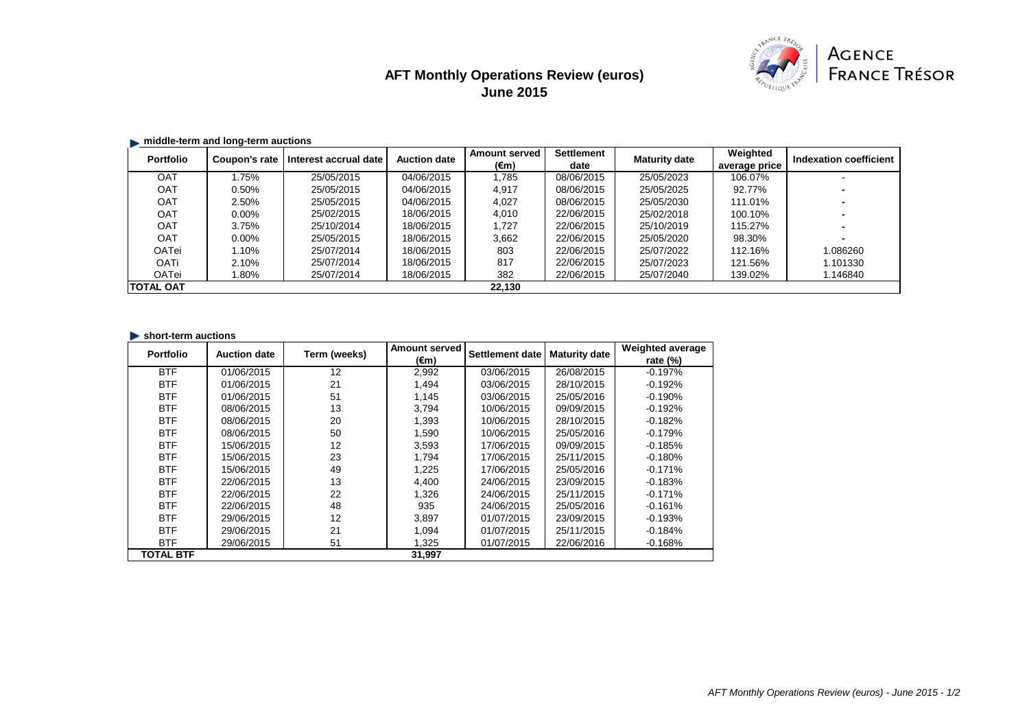# AFT Monthly Operations Review (euros)
## June 2015

AGENCE FRANCE TRÉSOR

### middle-term and long-term auctions

| Portfolio | Coupon's rate | Interest accrual date | Auction date | Amount served (€m) | Settlement date | Maturity date | Weighted average price | Indexation coefficient |
|---|---|---|---|---|---|---|---|---|
| OAT | 1.75% | 25/05/2015 | 04/06/2015 | 1,785 | 08/06/2015 | 25/05/2023 | 106.07% | - |
| OAT | 0.50% | 25/05/2015 | 04/06/2015 | 4,917 | 08/06/2015 | 25/05/2025 | 92.77% | - |
| OAT | 2.50% | 25/05/2015 | 04/06/2015 | 4,027 | 08/06/2015 | 25/05/2030 | 111.01% | - |
| OAT | 0.00% | 25/02/2015 | 18/06/2015 | 4,010 | 22/06/2015 | 25/02/2018 | 100.10% | - |
| OAT | 3.75% | 25/10/2014 | 18/06/2015 | 1,727 | 22/06/2015 | 25/10/2019 | 115.27% | - |
| OAT | 0.00% | 25/05/2015 | 18/06/2015 | 3,662 | 22/06/2015 | 25/05/2020 | 98.30% | - |
| OATei | 1.10% | 25/07/2014 | 18/06/2015 | 803 | 22/06/2015 | 25/07/2022 | 112.16% | 1.086260 |
| OATi | 2.10% | 25/07/2014 | 18/06/2015 | 817 | 22/06/2015 | 25/07/2023 | 121.56% | 1.101330 |
| OATei | 1.80% | 25/07/2014 | 18/06/2015 | 382 | 22/06/2015 | 25/07/2040 | 139.02% | 1.146840 |
| **TOTAL OAT** | | | | **22,130** | | | | |

### short-term auctions

| Portfolio | Auction date | Term (weeks) | Amount served (€m) | Settlement date | Maturity date | Weighted average rate (%) |
|---|---|---|---|---|---|---|
| BTF | 01/06/2015 | 12 | 2,992 | 03/06/2015 | 26/08/2015 | -0.197% |
| BTF | 01/06/2015 | 21 | 1,494 | 03/06/2015 | 28/10/2015 | -0.192% |
| BTF | 01/06/2015 | 51 | 1,145 | 03/06/2015 | 25/05/2016 | -0.190% |
| BTF | 08/06/2015 | 13 | 3,794 | 10/06/2015 | 09/09/2015 | -0.192% |
| BTF | 08/06/2015 | 20 | 1,393 | 10/06/2015 | 28/10/2015 | -0.182% |
| BTF | 08/06/2015 | 50 | 1,590 | 10/06/2015 | 25/05/2016 | -0.179% |
| BTF | 15/06/2015 | 12 | 3,593 | 17/06/2015 | 09/09/2015 | -0.185% |
| BTF | 15/06/2015 | 23 | 1,794 | 17/06/2015 | 25/11/2015 | -0.180% |
| BTF | 15/06/2015 | 49 | 1,225 | 17/06/2015 | 25/05/2016 | -0.171% |
| BTF | 22/06/2015 | 13 | 4,400 | 24/06/2015 | 23/09/2015 | -0.183% |
| BTF | 22/06/2015 | 22 | 1,326 | 24/06/2015 | 25/11/2015 | -0.171% |
| BTF | 22/06/2015 | 48 | 935 | 24/06/2015 | 25/05/2016 | -0.161% |
| BTF | 29/06/2015 | 12 | 3,897 | 01/07/2015 | 23/09/2015 | -0.193% |
| BTF | 29/06/2015 | 21 | 1,094 | 01/07/2015 | 25/11/2015 | -0.184% |
| BTF | 29/06/2015 | 51 | 1,325 | 01/07/2015 | 22/06/2016 | -0.168% |
| **TOTAL BTF** | | | **31,997** | | | |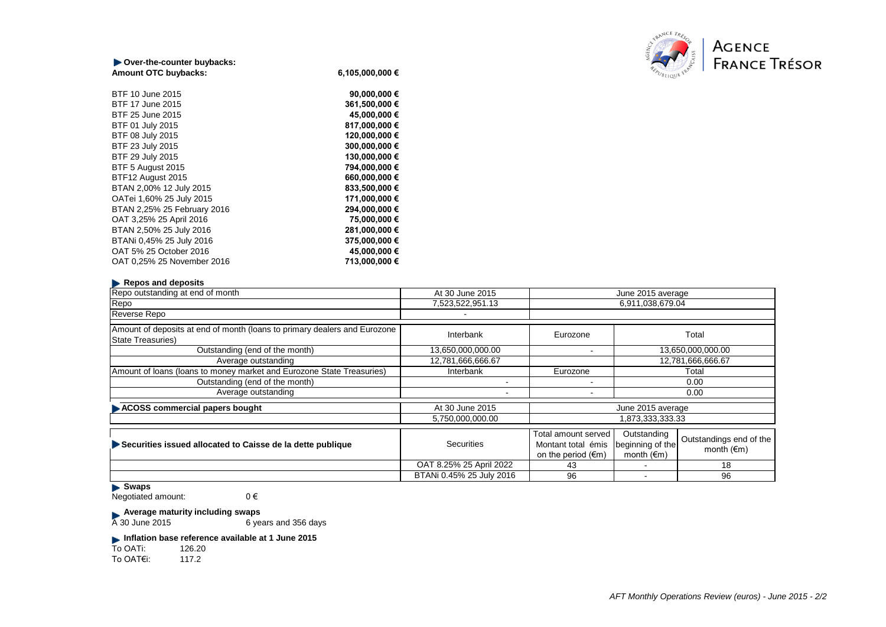### Over-the-counter buybacks:

| | |
|---|---|
| **Amount OTC buybacks:** | **6,105,000,000 €** |
| BTF 10 June 2015 | **90,000,000 €** |
| BTF 17 June 2015 | **361,500,000 €** |
| BTF 25 June 2015 | **45,000,000 €** |
| BTF 01 July 2015 | **817,000,000 €** |
| BTF 08 July 2015 | **120,000,000 €** |
| BTF 23 July 2015 | **300,000,000 €** |
| BTF 29 July 2015 | **130,000,000 €** |
| BTF 5 August 2015 | **794,000,000 €** |
| BTF12 August 2015 | **660,000,000 €** |
| BTAN 2,00% 12 July 2015 | **833,500,000 €** |
| OATei 1,60% 25 July 2015 | **171,000,000 €** |
| BTAN 2,25% 25 February 2016 | **294,000,000 €** |
| OAT 3,25% 25 April 2016 | **75,000,000 €** |
| BTAN 2,50% 25 July 2016 | **281,000,000 €** |
| BTANi 0,45% 25 July 2016 | **375,000,000 €** |
| OAT 5% 25 October 2016 | **45,000,000 €** |
| OAT 0,25% 25 November 2016 | **713,000,000 €** |

### Repos and deposits

| Repo outstanding at end of month | At 30 June 2015 | June 2015 average | |
|---|---|---|---|
| Repo | 7,523,522,951.13 | 6,911,038,679.04 | |
| Reverse Repo | - | | |
| Amount of deposits at end of month (loans to primary dealers and Eurozone State Treasuries) | Interbank | Eurozone | Total |
| Outstanding (end of the month) | 13,650,000,000.00 | - | 13,650,000,000.00 |
| Average outstanding | 12,781,666,666.67 | | 12,781,666,666.67 |
| Amount of loans (loans to money market and Eurozone State Treasuries) | Interbank | Eurozone | Total |
| Outstanding (end of the month) | - | - | 0.00 |
| Average outstanding | - | - | 0.00 |

### ACOSS commercial papers bought

| | At 30 June 2015 | June 2015 average |
|---|---|---|
| ACOSS commercial papers bought | 5,750,000,000.00 | 1,873,333,333.33 |

### Securities issued allocated to Caisse de la dette publique

| Securities | Total amount served Montant total émis on the period (€m) | Outstanding beginning of the month (€m) | Outstandings end of the month (€m) |
|---|---|---|---|
| OAT 8.25% 25 April 2022 | 43 | - | 18 |
| BTANi 0.45% 25 July 2016 | 96 | - | 96 |

### Swaps

Negotiated amount: 0 €

### Average maturity including swaps

A 30 June 2015 6 years and 356 days

### Inflation base reference available at 1 June 2015

To OATi: 126.20

To OAT€i: 117.2